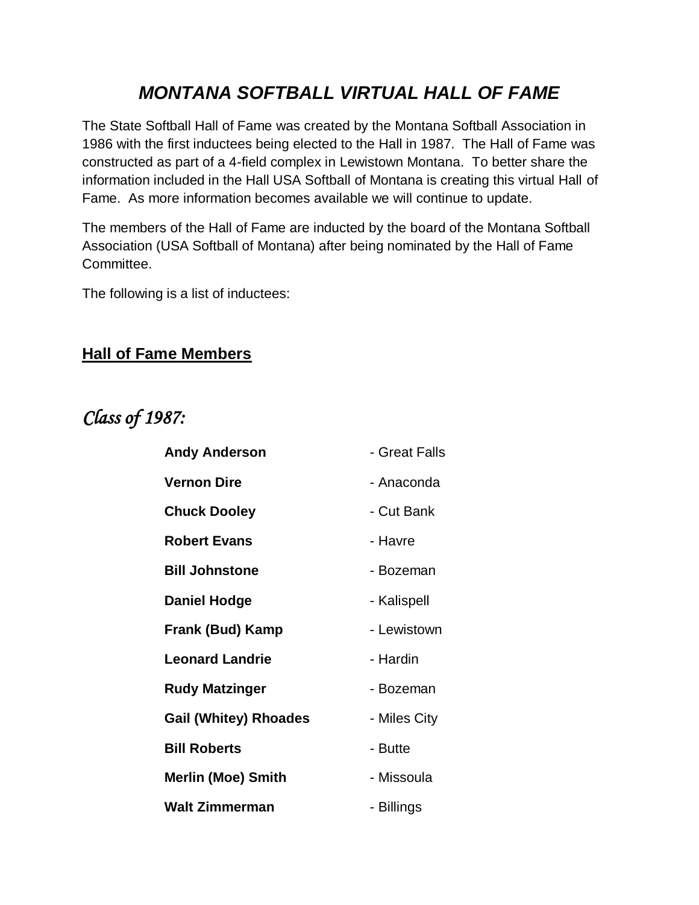# *MONTANA SOFTBALL VIRTUAL HALL OF FAME*

The State Softball Hall of Fame was created by the Montana Softball Association in 1986 with the first inductees being elected to the Hall in 1987. The Hall of Fame was constructed as part of a 4-field complex in Lewistown Montana. To better share the information included in the Hall USA Softball of Montana is creating this virtual Hall of Fame. As more information becomes available we will continue to update.

The members of the Hall of Fame are inducted by the board of the Montana Softball Association (USA Softball of Montana) after being nominated by the Hall of Fame Committee.

The following is a list of inductees:

## Hall of Fame Members

### *Class of 1987:*

**Andy Anderson** - Great Falls

**Vernon Dire** - Anaconda

**Chuck Dooley** - Cut Bank

**Robert Evans** - Havre

**Bill Johnstone** - Bozeman

**Daniel Hodge** - Kalispell

**Frank (Bud) Kamp** - Lewistown

**Leonard Landrie** - Hardin

**Rudy Matzinger** - Bozeman

**Gail (Whitey) Rhoades** - Miles City

**Bill Roberts** - Butte

**Merlin (Moe) Smith** - Missoula

**Walt Zimmerman** - Billings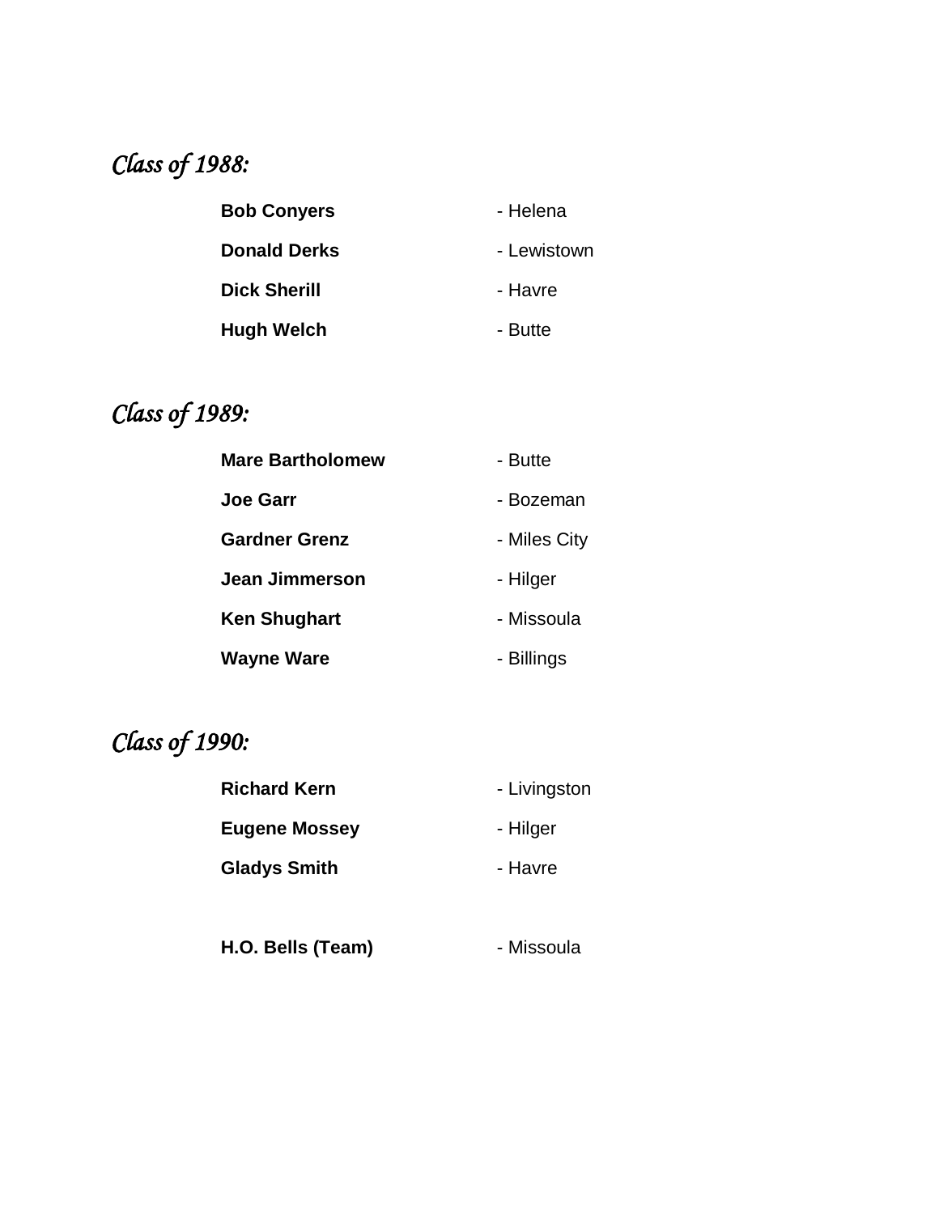## *Class of 1988:*

**Bob Conyers** - Helena

**Donald Derks** - Lewistown

**Dick Sherill** - Havre

**Hugh Welch** - Butte

## *Class of 1989:*

**Mare Bartholomew** - Butte

**Joe Garr** - Bozeman

**Gardner Grenz** - Miles City

**Jean Jimmerson** - Hilger

**Ken Shughart** - Missoula

**Wayne Ware** - Billings

## *Class of 1990:*

**Richard Kern** - Livingston

**Eugene Mossey** - Hilger

**Gladys Smith** - Havre

**H.O. Bells (Team)** - Missoula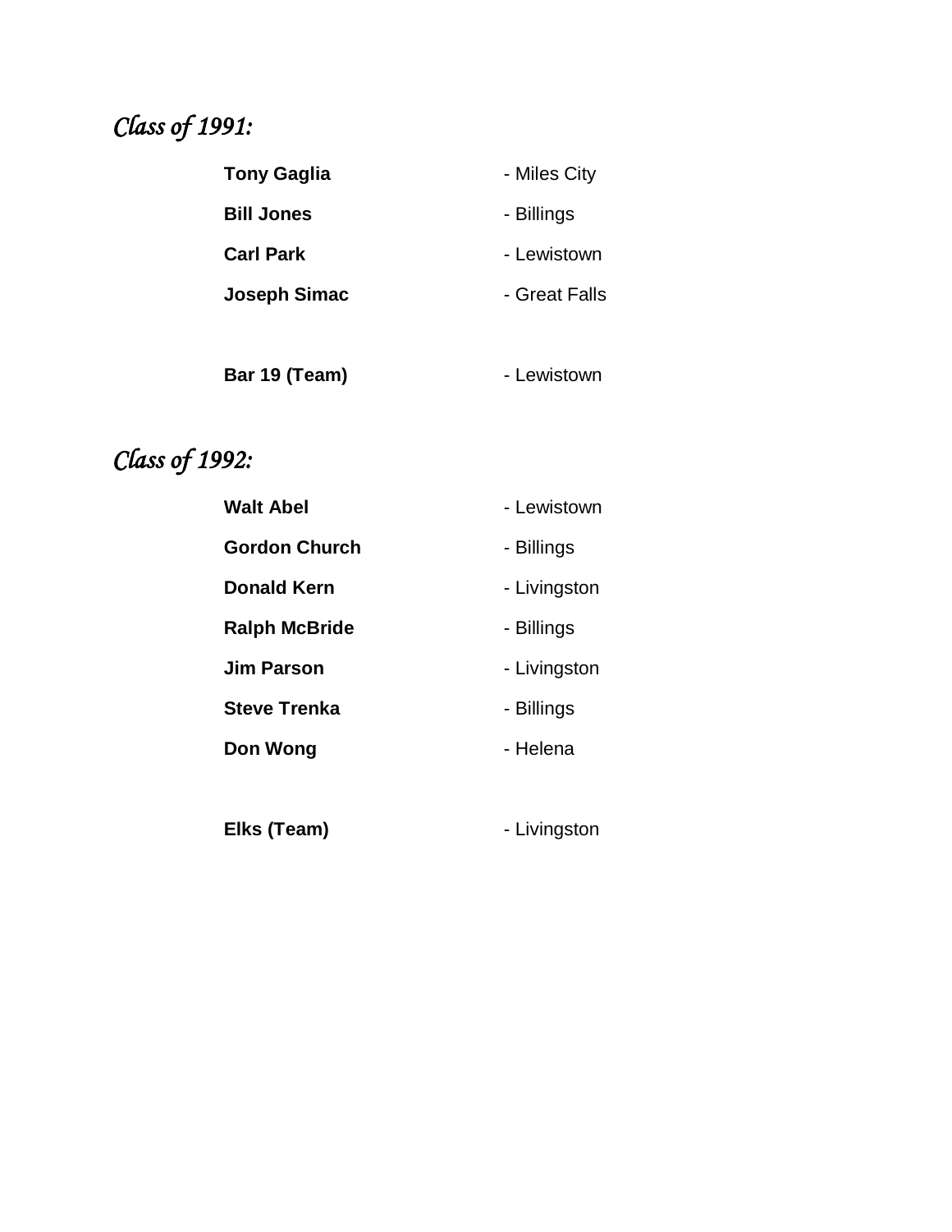## *Class of 1991:*

**Tony Gaglia** - Miles City

**Bill Jones** - Billings

**Carl Park** - Lewistown

**Joseph Simac** - Great Falls

**Bar 19 (Team)** - Lewistown

## *Class of 1992:*

**Walt Abel** - Lewistown

**Gordon Church** - Billings

**Donald Kern** - Livingston

**Ralph McBride** - Billings

**Jim Parson** - Livingston

**Steve Trenka** - Billings

**Don Wong** - Helena

**Elks (Team)** - Livingston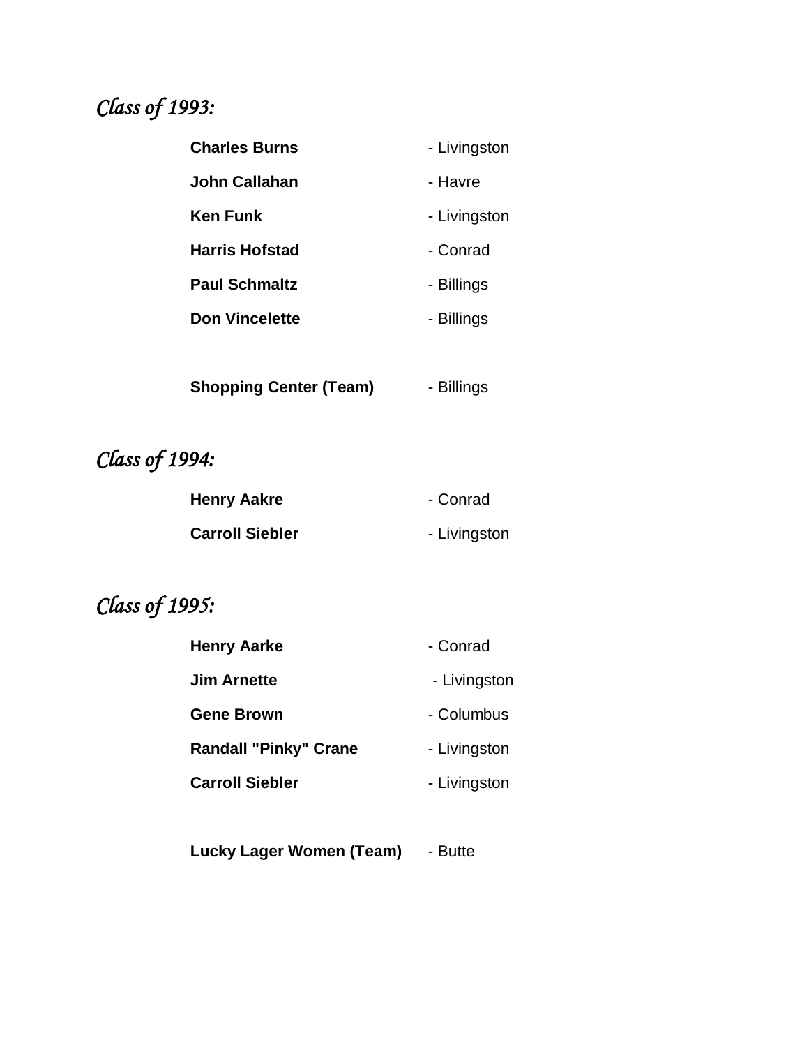## *Class of 1993:*

**Charles Burns** - Livingston

**John Callahan** - Havre

**Ken Funk** - Livingston

**Harris Hofstad** - Conrad

**Paul Schmaltz** - Billings

**Don Vincelette** - Billings

**Shopping Center (Team)** - Billings

## *Class of 1994:*

**Henry Aakre** - Conrad

**Carroll Siebler** - Livingston

## *Class of 1995:*

**Henry Aarke** - Conrad

**Jim Arnette** - Livingston

**Gene Brown** - Columbus

**Randall "Pinky" Crane** - Livingston

**Carroll Siebler** - Livingston

**Lucky Lager Women (Team)** - Butte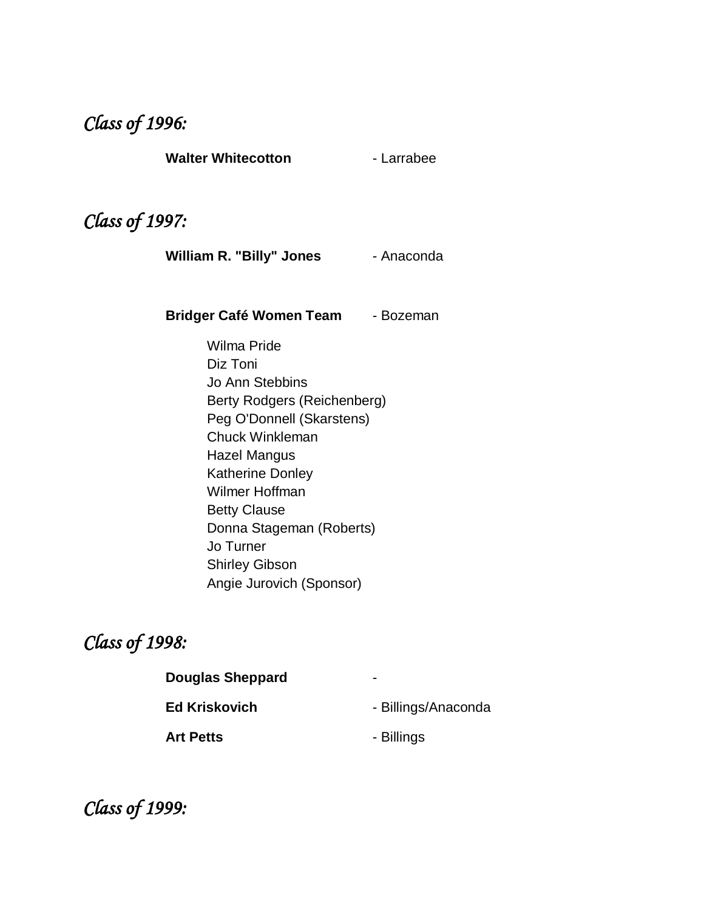## *Class of 1996:*

**Walter Whitecotton** - Larrabee

## *Class of 1997:*

**William R. "Billy" Jones** - Anaconda

**Bridger Café Women Team** - Bozeman

Wilma Pride
Diz Toni
Jo Ann Stebbins
Berty Rodgers (Reichenberg)
Peg O'Donnell (Skarstens)
Chuck Winkleman
Hazel Mangus
Katherine Donley
Wilmer Hoffman
Betty Clause
Donna Stageman (Roberts)
Jo Turner
Shirley Gibson
Angie Jurovich (Sponsor)

## *Class of 1998:*

**Douglas Sheppard** -

**Ed Kriskovich** - Billings/Anaconda

**Art Petts** - Billings

## *Class of 1999:*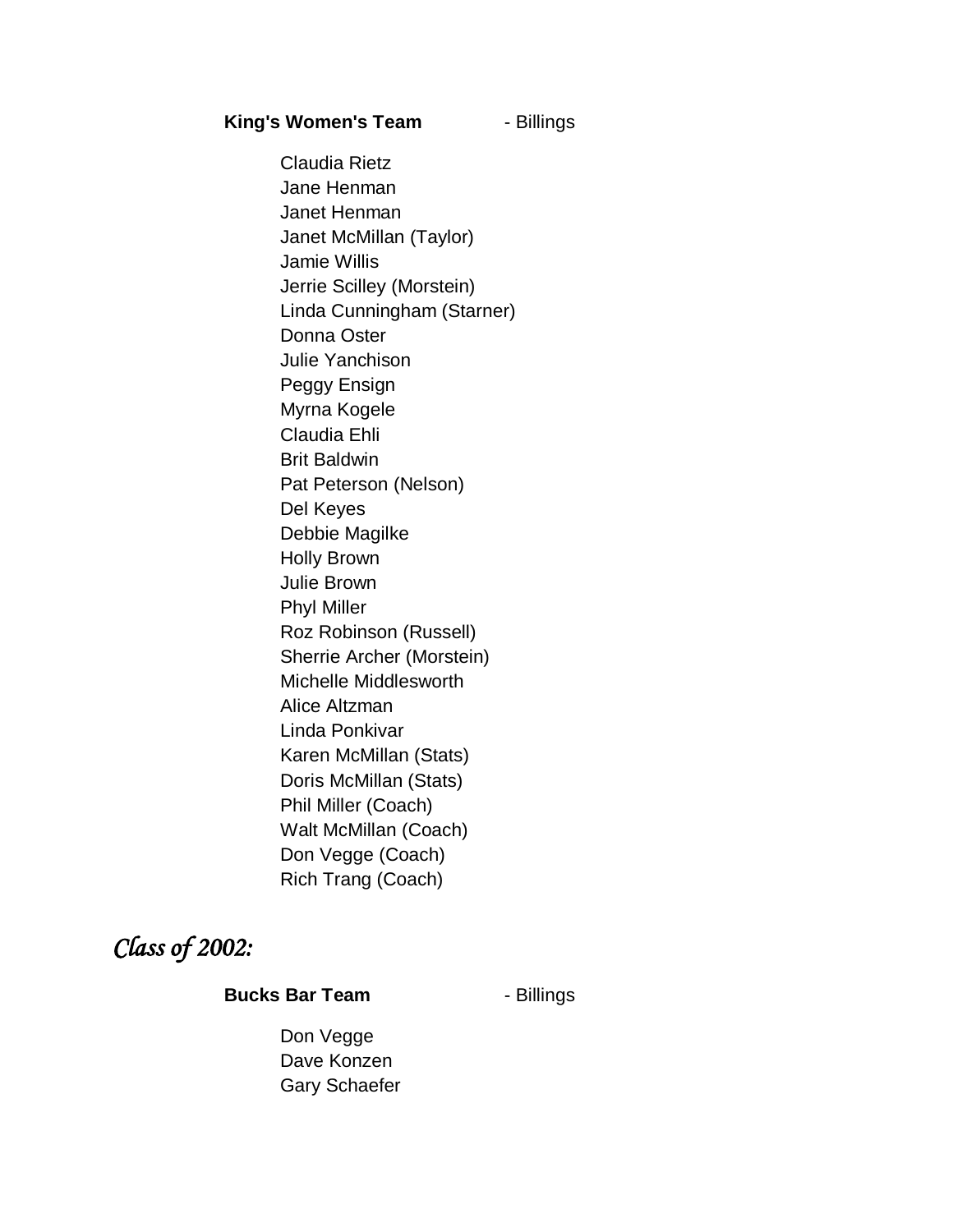**King's Women's Team** - Billings

Claudia Rietz
Jane Henman
Janet Henman
Janet McMillan (Taylor)
Jamie Willis
Jerrie Scilley (Morstein)
Linda Cunningham (Starner)
Donna Oster
Julie Yanchison
Peggy Ensign
Myrna Kogele
Claudia Ehli
Brit Baldwin
Pat Peterson (Nelson)
Del Keyes
Debbie Magilke
Holly Brown
Julie Brown
Phyl Miller
Roz Robinson (Russell)
Sherrie Archer (Morstein)
Michelle Middlesworth
Alice Altzman
Linda Ponkivar
Karen McMillan (Stats)
Doris McMillan (Stats)
Phil Miller (Coach)
Walt McMillan (Coach)
Don Vegge (Coach)
Rich Trang (Coach)

## *Class of 2002:*

**Bucks Bar Team** - Billings

Don Vegge
Dave Konzen
Gary Schaefer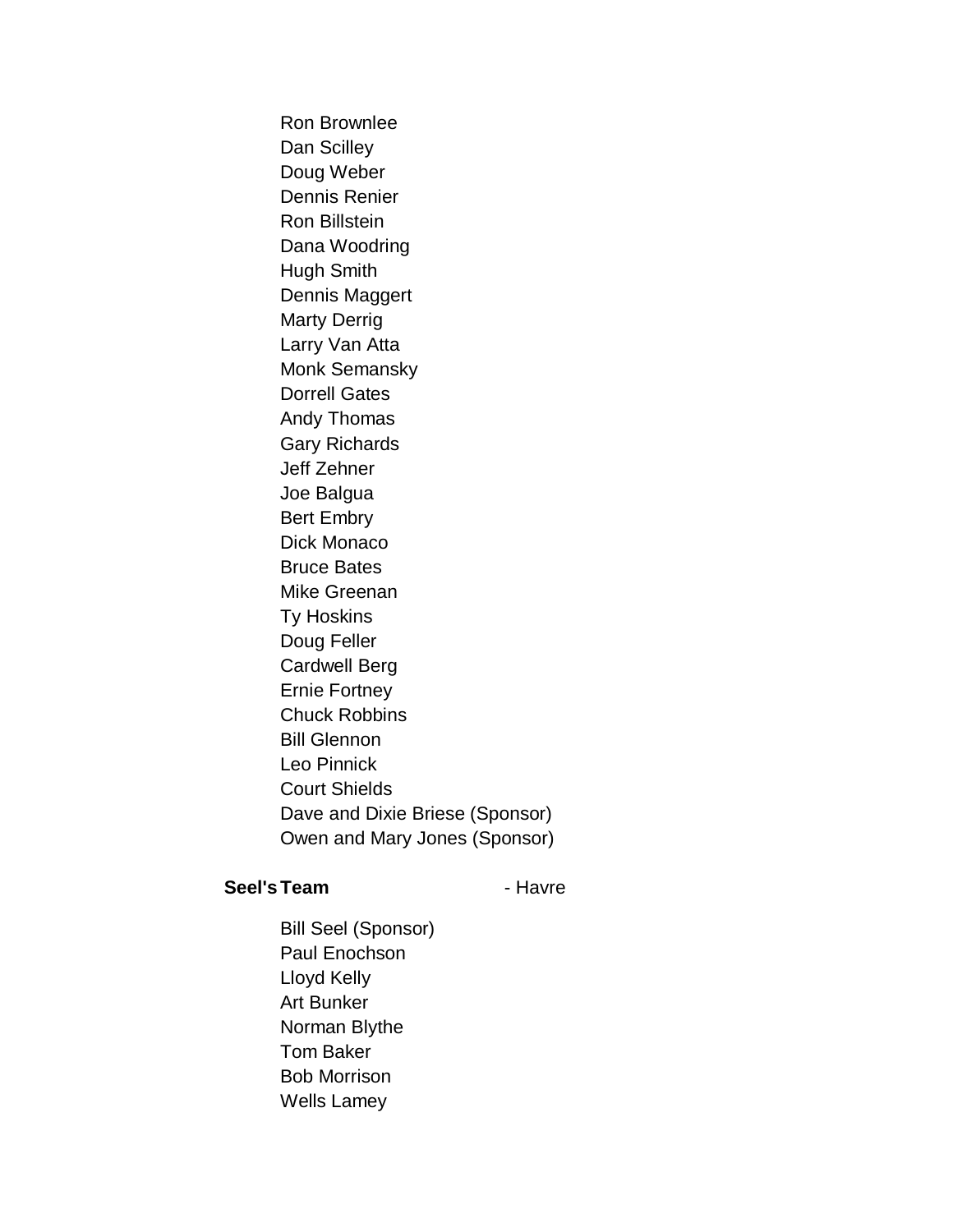Ron Brownlee
Dan Scilley
Doug Weber
Dennis Renier
Ron Billstein
Dana Woodring
Hugh Smith
Dennis Maggert
Marty Derrig
Larry Van Atta
Monk Semansky
Dorrell Gates
Andy Thomas
Gary Richards
Jeff Zehner
Joe Balgua
Bert Embry
Dick Monaco
Bruce Bates
Mike Greenan
Ty Hoskins
Doug Feller
Cardwell Berg
Ernie Fortney
Chuck Robbins
Bill Glennon
Leo Pinnick
Court Shields
Dave and Dixie Briese (Sponsor)
Owen and Mary Jones (Sponsor)

**Seel's Team** - Havre

Bill Seel (Sponsor)
Paul Enochson
Lloyd Kelly
Art Bunker
Norman Blythe
Tom Baker
Bob Morrison
Wells Lamey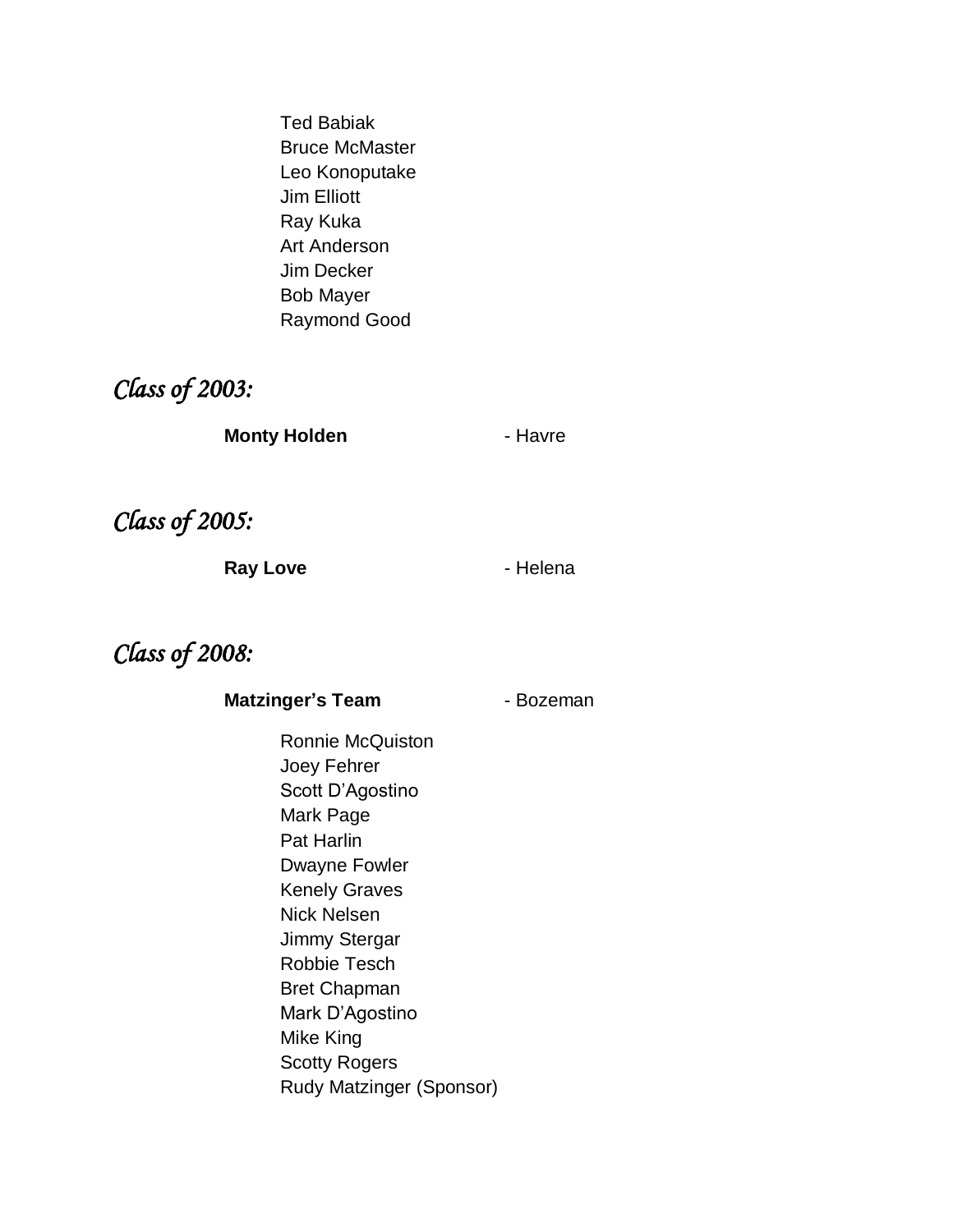Ted Babiak
Bruce McMaster
Leo Konoputake
Jim Elliott
Ray Kuka
Art Anderson
Jim Decker
Bob Mayer
Raymond Good

## *Class of 2003:*

**Monty Holden** - Havre

## *Class of 2005:*

**Ray Love** - Helena

## *Class of 2008:*

**Matzinger's Team** - Bozeman

Ronnie McQuiston
Joey Fehrer
Scott D'Agostino
Mark Page
Pat Harlin
Dwayne Fowler
Kenely Graves
Nick Nelsen
Jimmy Stergar
Robbie Tesch
Bret Chapman
Mark D'Agostino
Mike King
Scotty Rogers
Rudy Matzinger (Sponsor)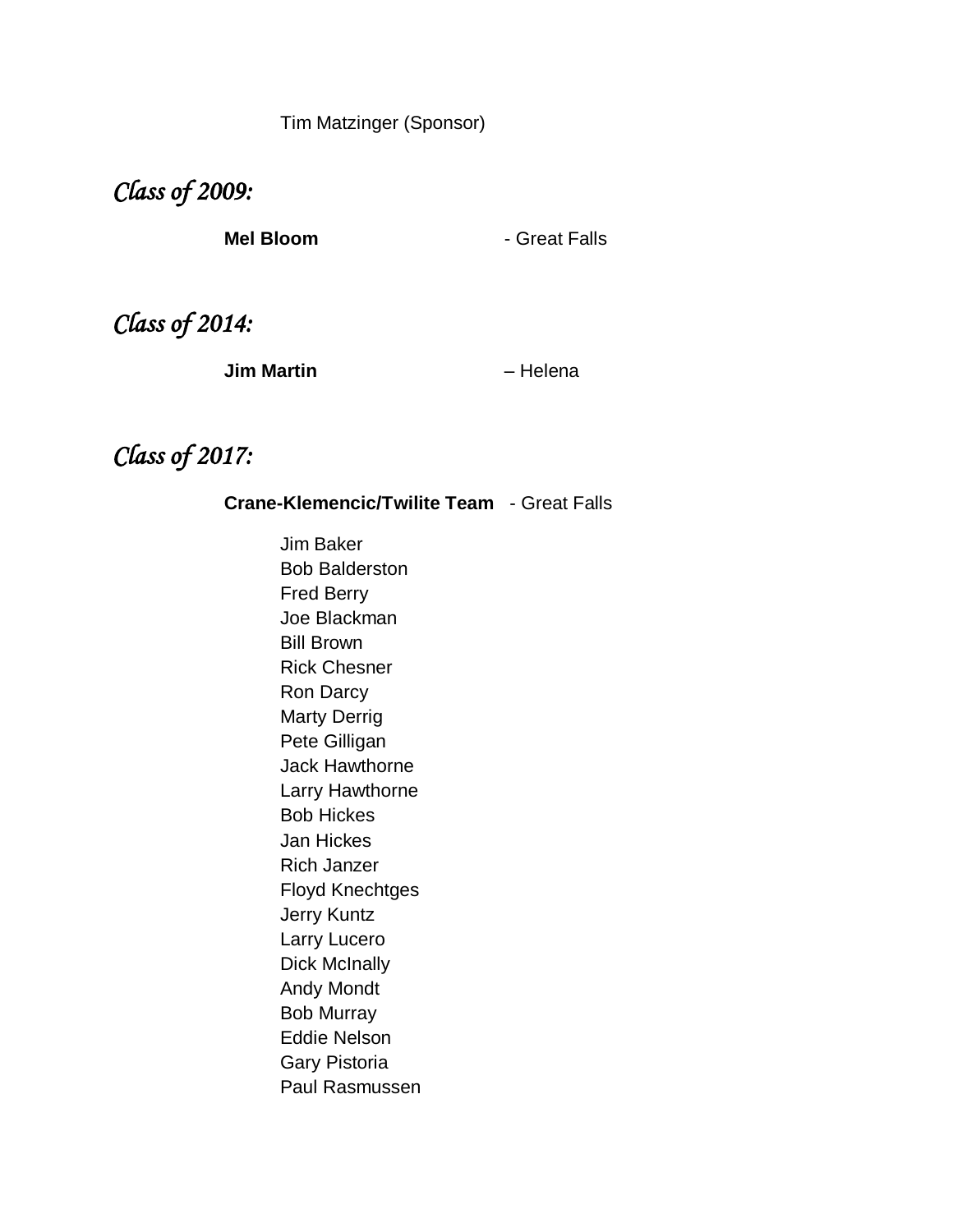Tim Matzinger (Sponsor)

## *Class of 2009:*

**Mel Bloom** - Great Falls

## *Class of 2014:*

**Jim Martin** – Helena

## *Class of 2017:*

**Crane-Klemencic/Twilite Team** - Great Falls

Jim Baker
Bob Balderston
Fred Berry
Joe Blackman
Bill Brown
Rick Chesner
Ron Darcy
Marty Derrig
Pete Gilligan
Jack Hawthorne
Larry Hawthorne
Bob Hickes
Jan Hickes
Rich Janzer
Floyd Knechtges
Jerry Kuntz
Larry Lucero
Dick McInally
Andy Mondt
Bob Murray
Eddie Nelson
Gary Pistoria
Paul Rasmussen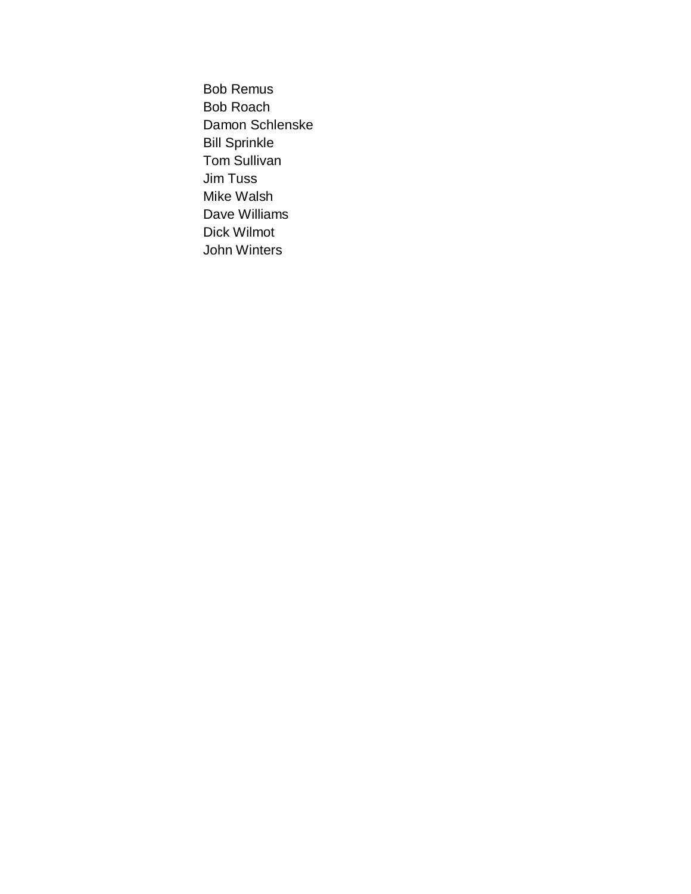Bob Remus
Bob Roach
Damon Schlenske
Bill Sprinkle
Tom Sullivan
Jim Tuss
Mike Walsh
Dave Williams
Dick Wilmot
John Winters